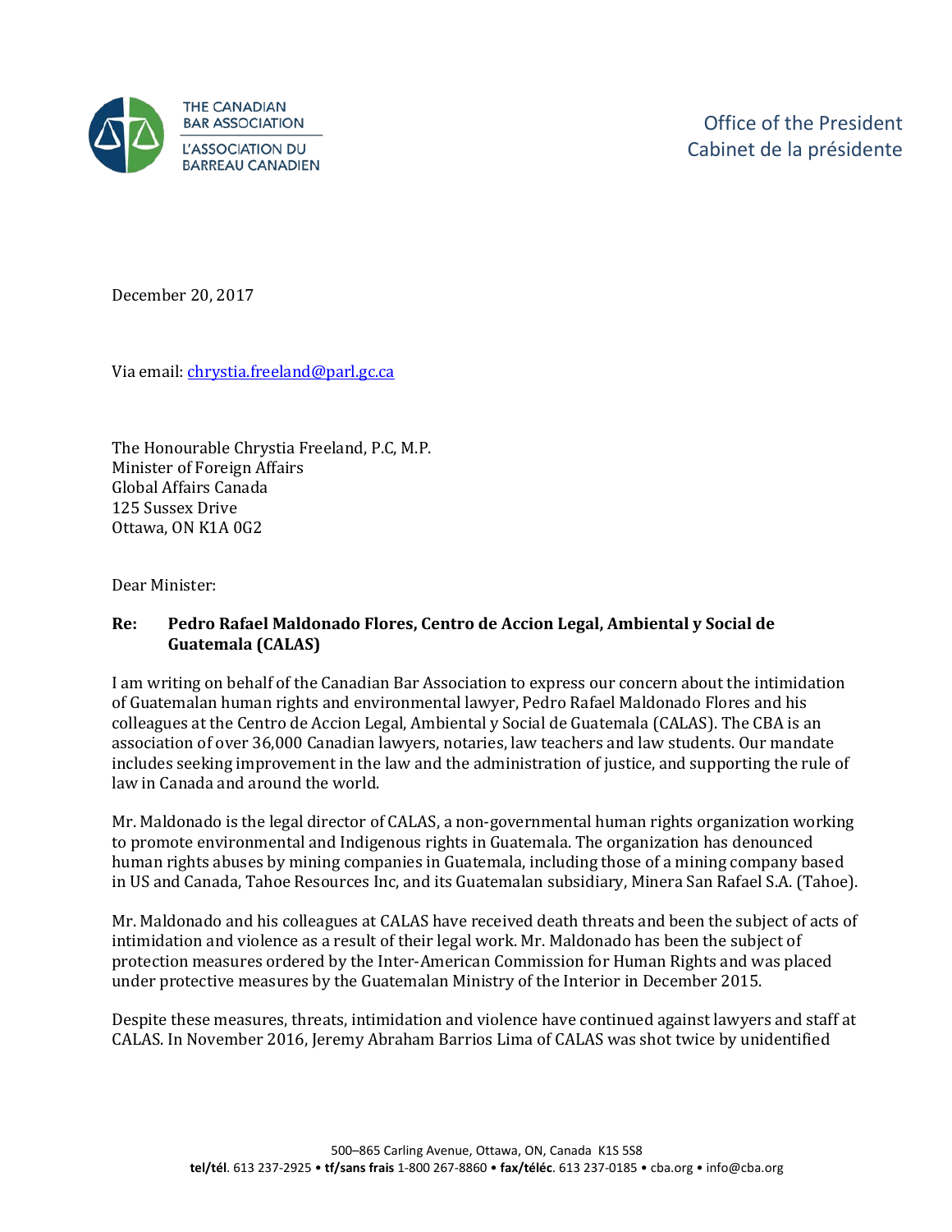THE CANADIAN BAR ASSOCIATION
L'ASSOCIATION DU BARREAU CANADIEN

Office of the President
Cabinet de la présidente

December 20, 2017

Via email: chrystia.freeland@parl.gc.ca

The Honourable Chrystia Freeland, P.C, M.P.
Minister of Foreign Affairs
Global Affairs Canada
125 Sussex Drive
Ottawa, ON K1A 0G2

Dear Minister:

**Re: Pedro Rafael Maldonado Flores, Centro de Accion Legal, Ambiental y Social de Guatemala (CALAS)**

I am writing on behalf of the Canadian Bar Association to express our concern about the intimidation of Guatemalan human rights and environmental lawyer, Pedro Rafael Maldonado Flores and his colleagues at the Centro de Accion Legal, Ambiental y Social de Guatemala (CALAS). The CBA is an association of over 36,000 Canadian lawyers, notaries, law teachers and law students. Our mandate includes seeking improvement in the law and the administration of justice, and supporting the rule of law in Canada and around the world.

Mr. Maldonado is the legal director of CALAS, a non-governmental human rights organization working to promote environmental and Indigenous rights in Guatemala. The organization has denounced human rights abuses by mining companies in Guatemala, including those of a mining company based in US and Canada, Tahoe Resources Inc, and its Guatemalan subsidiary, Minera San Rafael S.A. (Tahoe).

Mr. Maldonado and his colleagues at CALAS have received death threats and been the subject of acts of intimidation and violence as a result of their legal work. Mr. Maldonado has been the subject of protection measures ordered by the Inter-American Commission for Human Rights and was placed under protective measures by the Guatemalan Ministry of the Interior in December 2015.

Despite these measures, threats, intimidation and violence have continued against lawyers and staff at CALAS. In November 2016, Jeremy Abraham Barrios Lima of CALAS was shot twice by unidentified

500–865 Carling Avenue, Ottawa, ON, Canada K1S 5S8
**tel/tél**. 613 237-2925 • **tf/sans frais** 1-800 267-8860 • **fax/téléc**. 613 237-0185 • cba.org • info@cba.org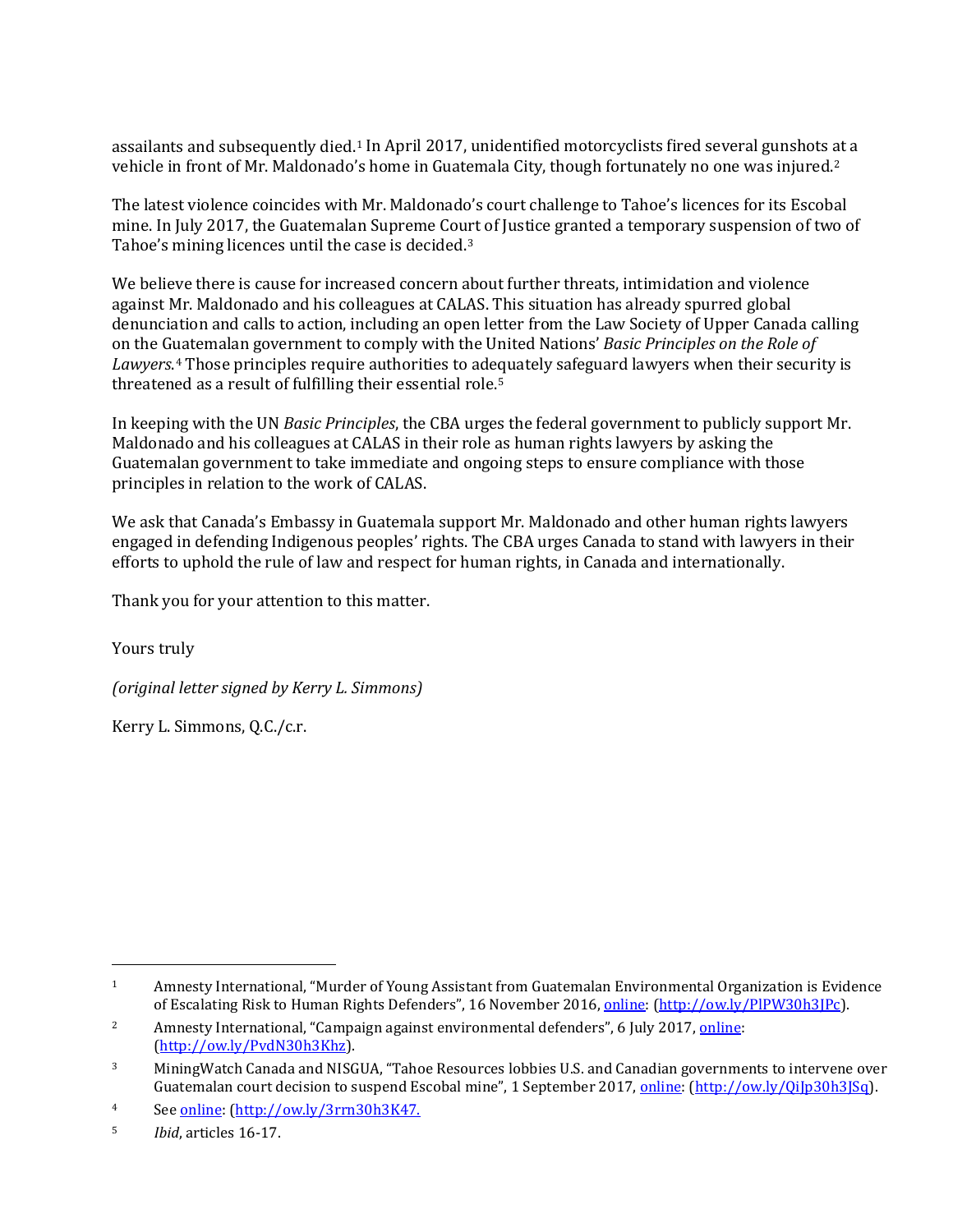assailants and subsequently died.[1] In April 2017, unidentified motorcyclists fired several gunshots at a vehicle in front of Mr. Maldonado's home in Guatemala City, though fortunately no one was injured.[2]

The latest violence coincides with Mr. Maldonado's court challenge to Tahoe's licences for its Escobal mine. In July 2017, the Guatemalan Supreme Court of Justice granted a temporary suspension of two of Tahoe's mining licences until the case is decided.[3]

We believe there is cause for increased concern about further threats, intimidation and violence against Mr. Maldonado and his colleagues at CALAS. This situation has already spurred global denunciation and calls to action, including an open letter from the Law Society of Upper Canada calling on the Guatemalan government to comply with the United Nations' *Basic Principles on the Role of Lawyers*.[4] Those principles require authorities to adequately safeguard lawyers when their security is threatened as a result of fulfilling their essential role.[5]

In keeping with the UN *Basic Principles*, the CBA urges the federal government to publicly support Mr. Maldonado and his colleagues at CALAS in their role as human rights lawyers by asking the Guatemalan government to take immediate and ongoing steps to ensure compliance with those principles in relation to the work of CALAS.

We ask that Canada's Embassy in Guatemala support Mr. Maldonado and other human rights lawyers engaged in defending Indigenous peoples' rights. The CBA urges Canada to stand with lawyers in their efforts to uphold the rule of law and respect for human rights, in Canada and internationally.

Thank you for your attention to this matter.

Yours truly

*(original letter signed by Kerry L. Simmons)*

Kerry L. Simmons, Q.C./c.r.

---

[1] Amnesty International, "Murder of Young Assistant from Guatemalan Environmental Organization is Evidence of Escalating Risk to Human Rights Defenders", 16 November 2016, online: (http://ow.ly/PlPW30h3JPc).

[2] Amnesty International, "Campaign against environmental defenders", 6 July 2017, online: (http://ow.ly/PvdN30h3Khz).

[3] MiningWatch Canada and NISGUA, "Tahoe Resources lobbies U.S. and Canadian governments to intervene over Guatemalan court decision to suspend Escobal mine", 1 September 2017, online: (http://ow.ly/QiJp30h3JSq).

[4] See online: (http://ow.ly/3rrn30h3K47.

[5] *Ibid*, articles 16-17.